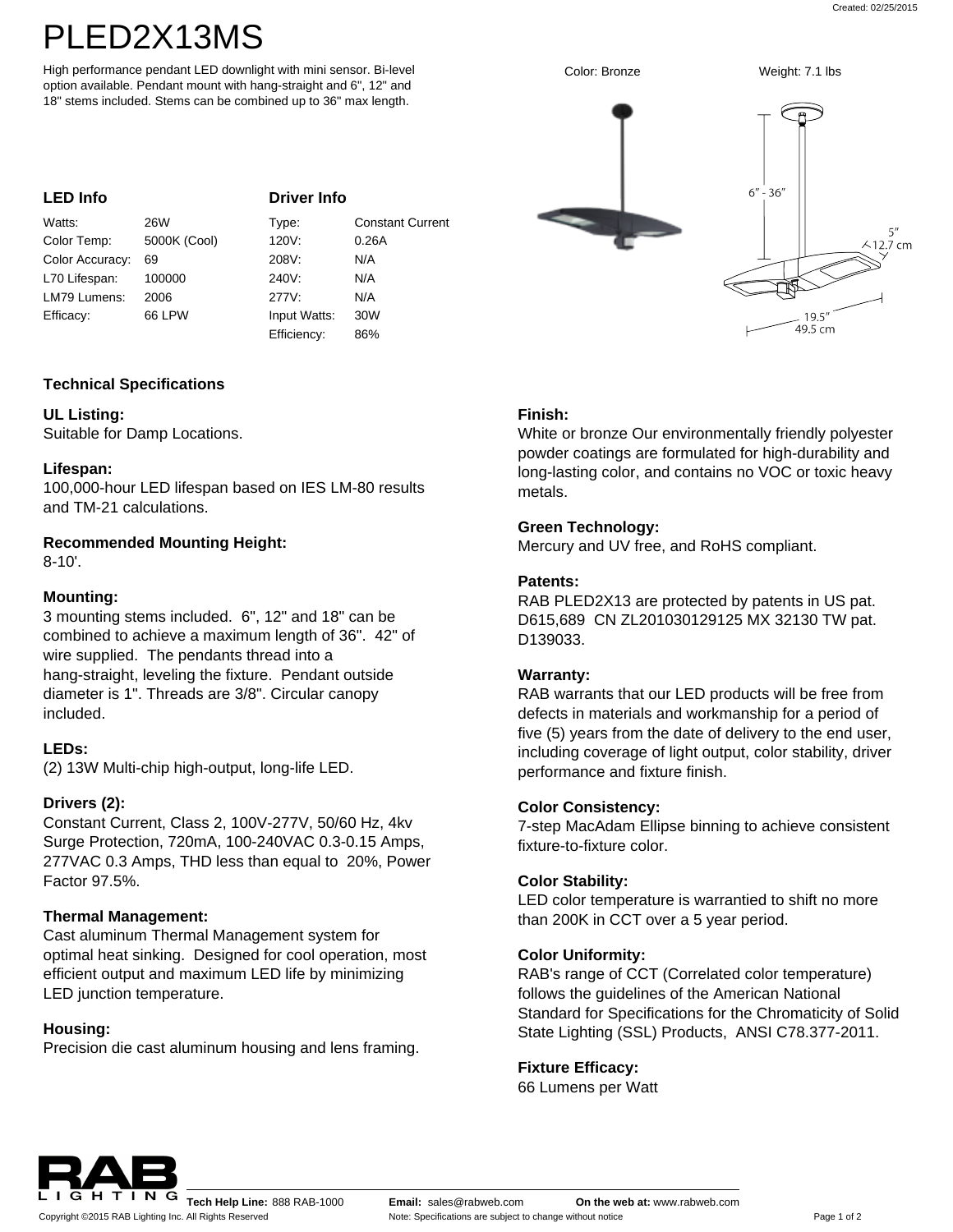# PLED2X13MS

High performance pendant LED downlight with mini sensor. Bi-level option available. Pendant mount with hang-straight and 6", 12" and 18" stems included. Stems can be combined up to 36" max length.

Color: Bronze

Weight: 7.1 lbs

6" - 36"

5"
12.7 cm

19.5"
49.5 cm

## LED Info

| | |
|---|---|
| Watts: | 26W |
| Color Temp: | 5000K (Cool) |
| Color Accuracy: | 69 |
| L70 Lifespan: | 100000 |
| LM79 Lumens: | 2006 |
| Efficacy: | 66 LPW |

## Driver Info

| | |
|---|---|
| Type: | Constant Current |
| 120V: | 0.26A |
| 208V: | N/A |
| 240V: | N/A |
| 277V: | N/A |
| Input Watts: | 30W |
| Efficiency: | 86% |

## Technical Specifications

**UL Listing:**
Suitable for Damp Locations.

**Lifespan:**
100,000-hour LED lifespan based on IES LM-80 results and TM-21 calculations.

**Recommended Mounting Height:**
8-10'.

**Mounting:**
3 mounting stems included. 6", 12" and 18" can be combined to achieve a maximum length of 36". 42" of wire supplied. The pendants thread into a hang-straight, leveling the fixture. Pendant outside diameter is 1". Threads are 3/8". Circular canopy included.

**LEDs:**
(2) 13W Multi-chip high-output, long-life LED.

**Drivers (2):**
Constant Current, Class 2, 100V-277V, 50/60 Hz, 4kv Surge Protection, 720mA, 100-240VAC 0.3-0.15 Amps, 277VAC 0.3 Amps, THD less than equal to 20%, Power Factor 97.5%.

**Thermal Management:**
Cast aluminum Thermal Management system for optimal heat sinking. Designed for cool operation, most efficient output and maximum LED life by minimizing LED junction temperature.

**Housing:**
Precision die cast aluminum housing and lens framing.

**Finish:**
White or bronze Our environmentally friendly polyester powder coatings are formulated for high-durability and long-lasting color, and contains no VOC or toxic heavy metals.

**Green Technology:**
Mercury and UV free, and RoHS compliant.

**Patents:**
RAB PLED2X13 are protected by patents in US pat. D615,689 CN ZL201030129125 MX 32130 TW pat. D139033.

**Warranty:**
RAB warrants that our LED products will be free from defects in materials and workmanship for a period of five (5) years from the date of delivery to the end user, including coverage of light output, color stability, driver performance and fixture finish.

**Color Consistency:**
7-step MacAdam Ellipse binning to achieve consistent fixture-to-fixture color.

**Color Stability:**
LED color temperature is warrantied to shift no more than 200K in CCT over a 5 year period.

**Color Uniformity:**
RAB's range of CCT (Correlated color temperature) follows the guidelines of the American National Standard for Specifications for the Chromaticity of Solid State Lighting (SSL) Products, ANSI C78.377-2011.

**Fixture Efficacy:**
66 Lumens per Watt

**Tech Help Line:** 888 RAB-1000 **Email:** sales@rabweb.com **On the web at:** www.rabweb.com

Copyright ©2015 RAB Lighting Inc. All Rights Reserved Note: Specifications are subject to change without notice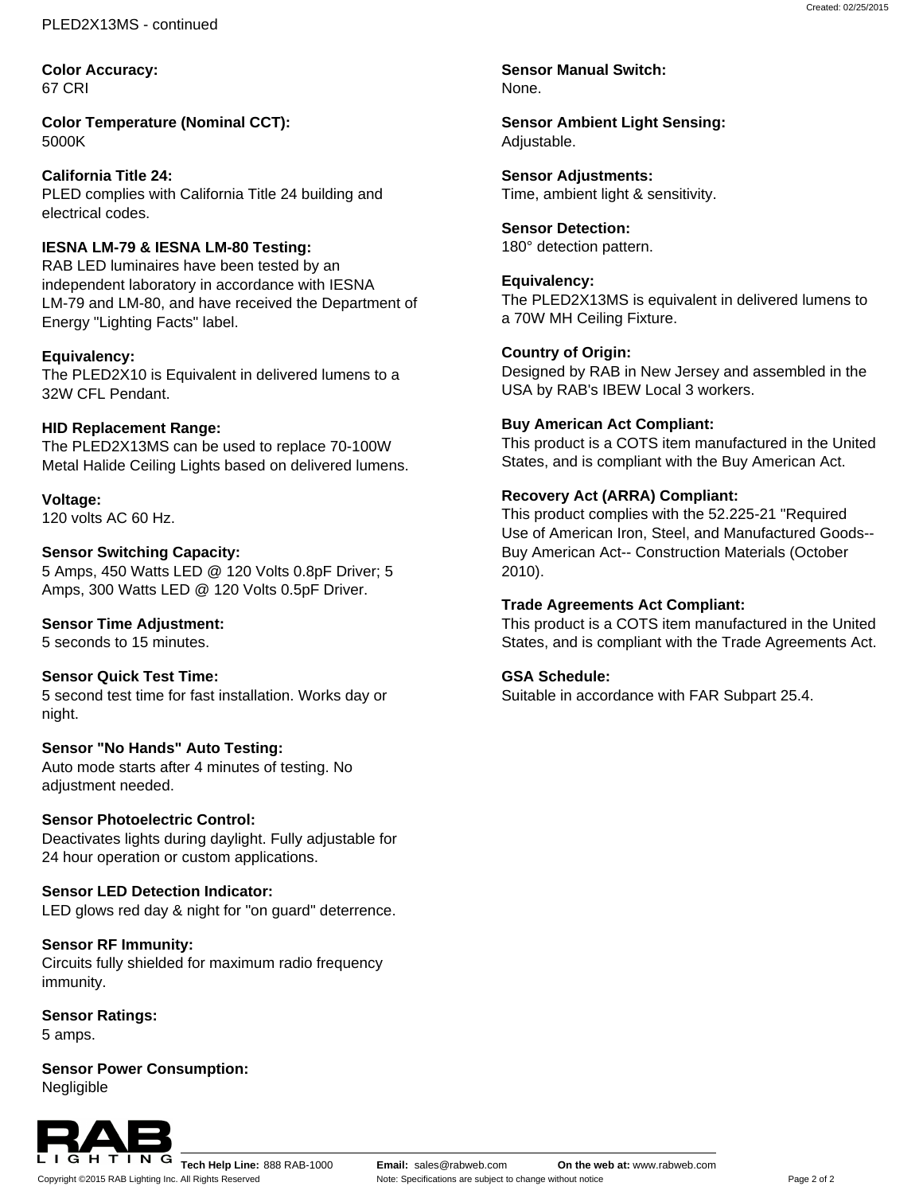PLED2X13MS - continued

**Color Accuracy:**
67 CRI

**Color Temperature (Nominal CCT):**
5000K

**California Title 24:**
PLED complies with California Title 24 building and electrical codes.

**IESNA LM-79 & IESNA LM-80 Testing:**
RAB LED luminaires have been tested by an independent laboratory in accordance with IESNA LM-79 and LM-80, and have received the Department of Energy "Lighting Facts" label.

**Equivalency:**
The PLED2X10 is Equivalent in delivered lumens to a 32W CFL Pendant.

**HID Replacement Range:**
The PLED2X13MS can be used to replace 70-100W Metal Halide Ceiling Lights based on delivered lumens.

**Voltage:**
120 volts AC 60 Hz.

**Sensor Switching Capacity:**
5 Amps, 450 Watts LED @ 120 Volts 0.8pF Driver; 5 Amps, 300 Watts LED @ 120 Volts 0.5pF Driver.

**Sensor Time Adjustment:**
5 seconds to 15 minutes.

**Sensor Quick Test Time:**
5 second test time for fast installation. Works day or night.

**Sensor "No Hands" Auto Testing:**
Auto mode starts after 4 minutes of testing. No adjustment needed.

**Sensor Photoelectric Control:**
Deactivates lights during daylight. Fully adjustable for 24 hour operation or custom applications.

**Sensor LED Detection Indicator:**
LED glows red day & night for "on guard" deterrence.

**Sensor RF Immunity:**
Circuits fully shielded for maximum radio frequency immunity.

**Sensor Ratings:**
5 amps.

**Sensor Power Consumption:**
Negligible

**Sensor Manual Switch:**
None.

**Sensor Ambient Light Sensing:**
Adjustable.

**Sensor Adjustments:**
Time, ambient light & sensitivity.

**Sensor Detection:**
180° detection pattern.

**Equivalency:**
The PLED2X13MS is equivalent in delivered lumens to a 70W MH Ceiling Fixture.

**Country of Origin:**
Designed by RAB in New Jersey and assembled in the USA by RAB's IBEW Local 3 workers.

**Buy American Act Compliant:**
This product is a COTS item manufactured in the United States, and is compliant with the Buy American Act.

**Recovery Act (ARRA) Compliant:**
This product complies with the 52.225-21 "Required Use of American Iron, Steel, and Manufactured Goods-- Buy American Act-- Construction Materials (October 2010).

**Trade Agreements Act Compliant:**
This product is a COTS item manufactured in the United States, and is compliant with the Trade Agreements Act.

**GSA Schedule:**
Suitable in accordance with FAR Subpart 25.4.